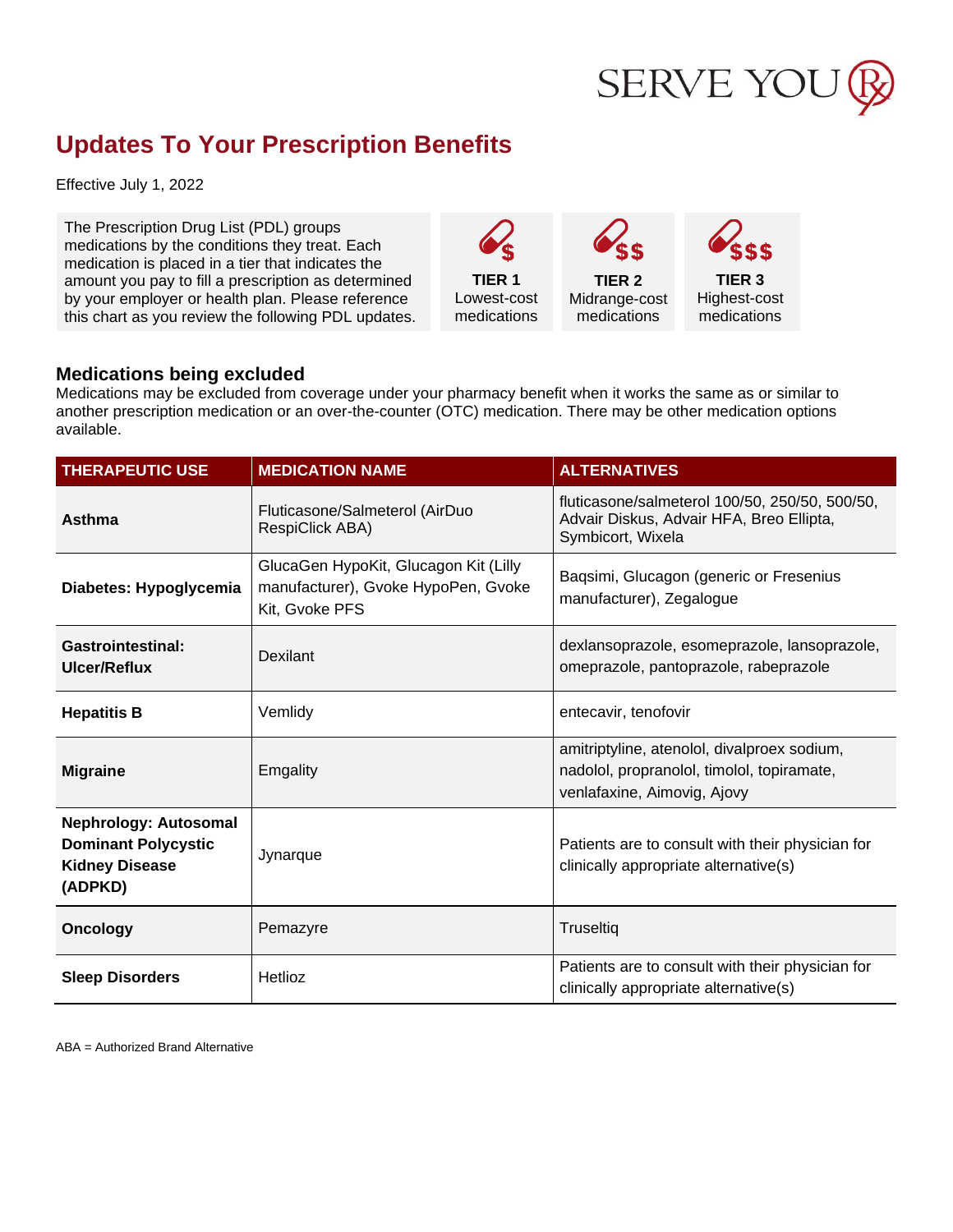SERVE YOU Rx

# Updates To Your Prescription Benefits

Effective July 1, 2022

The Prescription Drug List (PDL) groups medications by the conditions they treat. Each medication is placed in a tier that indicates the amount you pay to fill a prescription as determined by your employer or health plan. Please reference this chart as you review the following PDL updates.

| TIER 1 | TIER 2 | TIER 3 |
|---|---|---|
| $ | $$ | $$$ |
| Lowest-cost medications | Midrange-cost medications | Highest-cost medications |

## Medications being excluded

Medications may be excluded from coverage under your pharmacy benefit when it works the same as or similar to another prescription medication or an over-the-counter (OTC) medication. There may be other medication options available.

| THERAPEUTIC USE | MEDICATION NAME | ALTERNATIVES |
|---|---|---|
| **Asthma** | Fluticasone/Salmeterol (AirDuo RespiClick ABA) | fluticasone/salmeterol 100/50, 250/50, 500/50, Advair Diskus, Advair HFA, Breo Ellipta, Symbicort, Wixela |
| **Diabetes: Hypoglycemia** | GlucaGen HypoKit, Glucagon Kit (Lilly manufacturer), Gvoke HypoPen, Gvoke Kit, Gvoke PFS | Baqsimi, Glucagon (generic or Fresenius manufacturer), Zegalogue |
| **Gastrointestinal: Ulcer/Reflux** | Dexilant | dexlansoprazole, esomeprazole, lansoprazole, omeprazole, pantoprazole, rabeprazole |
| **Hepatitis B** | Vemlidy | entecavir, tenofovir |
| **Migraine** | Emgality | amitriptyline, atenolol, divalproex sodium, nadolol, propranolol, timolol, topiramate, venlafaxine, Aimovig, Ajovy |
| **Nephrology: Autosomal Dominant Polycystic Kidney Disease (ADPKD)** | Jynarque | Patients are to consult with their physician for clinically appropriate alternative(s) |
| **Oncology** | Pemazyre | Truseltiq |
| **Sleep Disorders** | Hetlioz | Patients are to consult with their physician for clinically appropriate alternative(s) |

ABA = Authorized Brand Alternative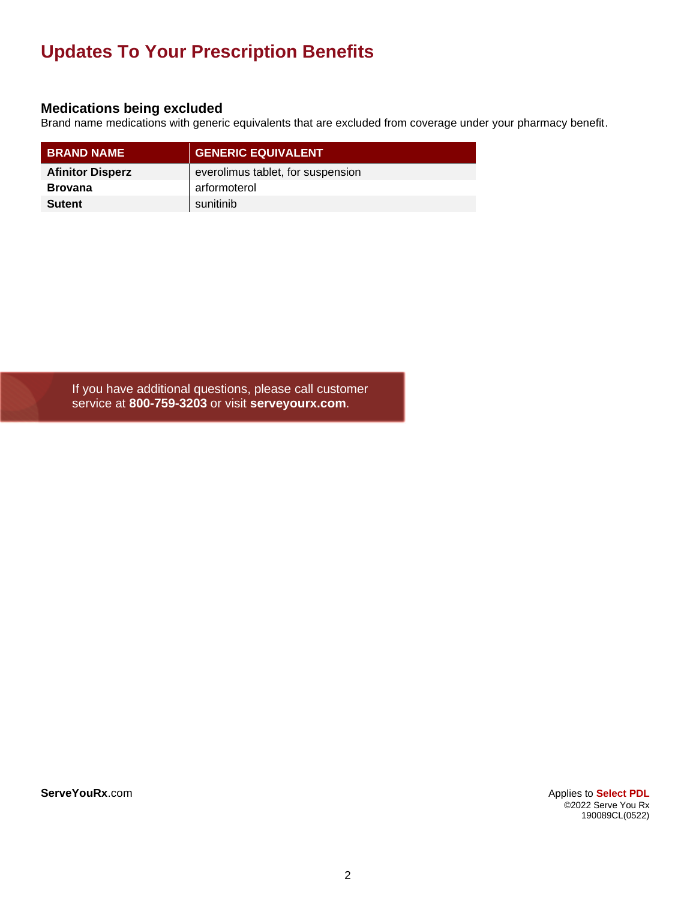# Updates To Your Prescription Benefits

## Medications being excluded

Brand name medications with generic equivalents that are excluded from coverage under your pharmacy benefit.

| BRAND NAME | GENERIC EQUIVALENT |
| --- | --- |
| **Afinitor Disperz** | everolimus tablet, for suspension |
| **Brovana** | arformoterol |
| **Sutent** | sunitinib |

If you have additional questions, please call customer service at **800-759-3203** or visit **serveyourx.com**.

**ServeYouRx**.com

Applies to **Select PDL**
©2022 Serve You Rx
190089CL(0522)